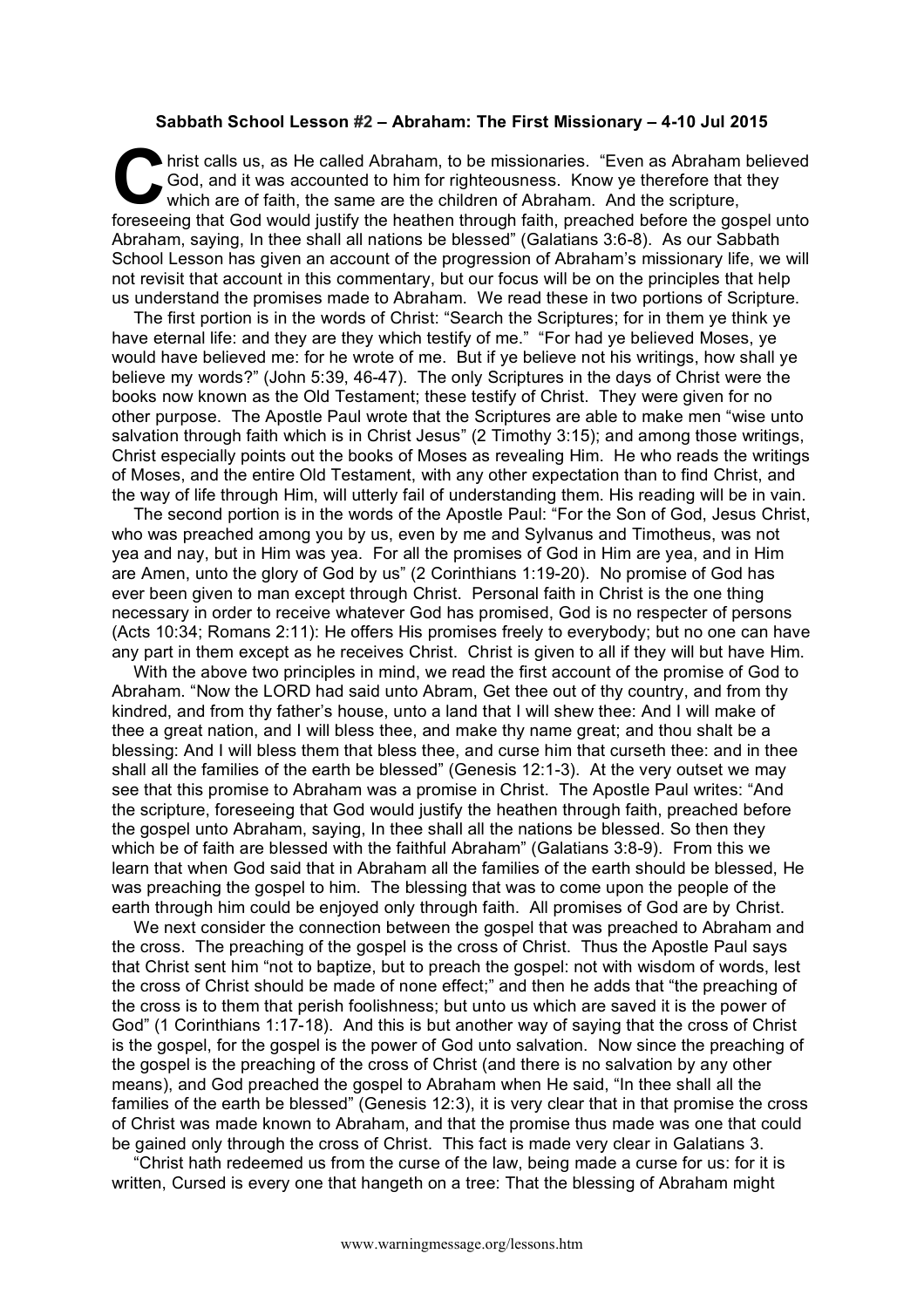**Sabbath School Lesson #2 – Abraham: The First Missionary – 4-10 Jul 2015**

Christ calls us, as He called Abraham, to be missionaries. "Even as Abraham believed God, and it was accounted to him for righteousness. Know ye therefore that they which are of faith, the same are the children of Abraham. And the scripture, foreseeing that God would justify the heathen through faith, preached before the gospel unto Abraham, saying, In thee shall all nations be blessed" (Galatians 3:6-8). As our Sabbath School Lesson has given an account of the progression of Abraham's missionary life, we will not revisit that account in this commentary, but our focus will be on the principles that help us understand the promises made to Abraham. We read these in two portions of Scripture.

The first portion is in the words of Christ: "Search the Scriptures; for in them ye think ye have eternal life: and they are they which testify of me." "For had ye believed Moses, ye would have believed me: for he wrote of me. But if ye believe not his writings, how shall ye believe my words?" (John 5:39, 46-47). The only Scriptures in the days of Christ were the books now known as the Old Testament; these testify of Christ. They were given for no other purpose. The Apostle Paul wrote that the Scriptures are able to make men "wise unto salvation through faith which is in Christ Jesus" (2 Timothy 3:15); and among those writings, Christ especially points out the books of Moses as revealing Him. He who reads the writings of Moses, and the entire Old Testament, with any other expectation than to find Christ, and the way of life through Him, will utterly fail of understanding them. His reading will be in vain.

The second portion is in the words of the Apostle Paul: "For the Son of God, Jesus Christ, who was preached among you by us, even by me and Sylvanus and Timotheus, was not yea and nay, but in Him was yea. For all the promises of God in Him are yea, and in Him are Amen, unto the glory of God by us" (2 Corinthians 1:19-20). No promise of God has ever been given to man except through Christ. Personal faith in Christ is the one thing necessary in order to receive whatever God has promised, God is no respecter of persons (Acts 10:34; Romans 2:11): He offers His promises freely to everybody; but no one can have any part in them except as he receives Christ. Christ is given to all if they will but have Him.

With the above two principles in mind, we read the first account of the promise of God to Abraham. "Now the LORD had said unto Abram, Get thee out of thy country, and from thy kindred, and from thy father's house, unto a land that I will shew thee: And I will make of thee a great nation, and I will bless thee, and make thy name great; and thou shalt be a blessing: And I will bless them that bless thee, and curse him that curseth thee: and in thee shall all the families of the earth be blessed" (Genesis 12:1-3). At the very outset we may see that this promise to Abraham was a promise in Christ. The Apostle Paul writes: "And the scripture, foreseeing that God would justify the heathen through faith, preached before the gospel unto Abraham, saying, In thee shall all the nations be blessed. So then they which be of faith are blessed with the faithful Abraham" (Galatians 3:8-9). From this we learn that when God said that in Abraham all the families of the earth should be blessed, He was preaching the gospel to him. The blessing that was to come upon the people of the earth through him could be enjoyed only through faith. All promises of God are by Christ.

We next consider the connection between the gospel that was preached to Abraham and the cross. The preaching of the gospel is the cross of Christ. Thus the Apostle Paul says that Christ sent him "not to baptize, but to preach the gospel: not with wisdom of words, lest the cross of Christ should be made of none effect;" and then he adds that "the preaching of the cross is to them that perish foolishness; but unto us which are saved it is the power of God" (1 Corinthians 1:17-18). And this is but another way of saying that the cross of Christ is the gospel, for the gospel is the power of God unto salvation. Now since the preaching of the gospel is the preaching of the cross of Christ (and there is no salvation by any other means), and God preached the gospel to Abraham when He said, "In thee shall all the families of the earth be blessed" (Genesis 12:3), it is very clear that in that promise the cross of Christ was made known to Abraham, and that the promise thus made was one that could be gained only through the cross of Christ. This fact is made very clear in Galatians 3.

"Christ hath redeemed us from the curse of the law, being made a curse for us: for it is written, Cursed is every one that hangeth on a tree: That the blessing of Abraham might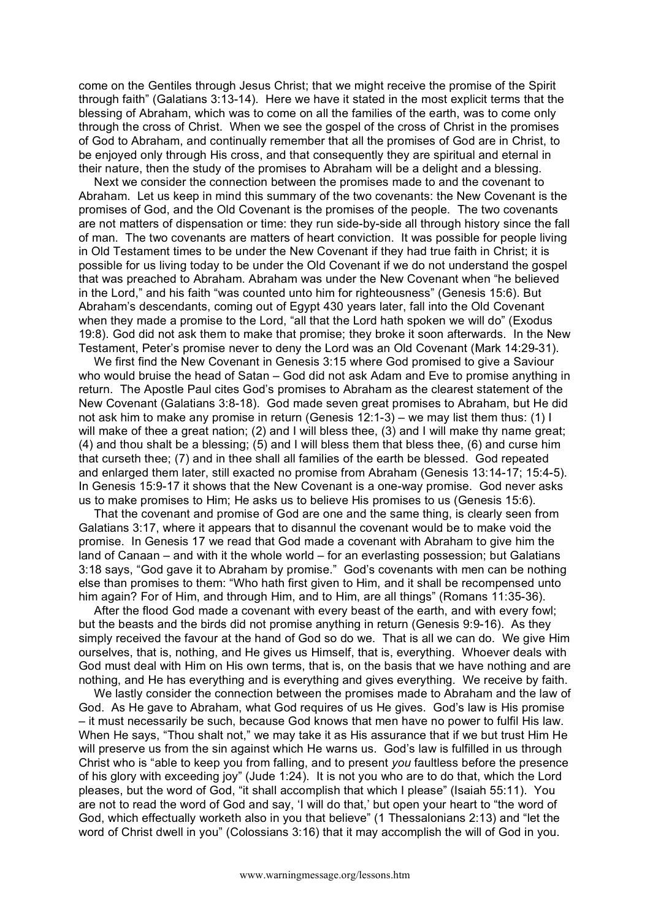come on the Gentiles through Jesus Christ; that we might receive the promise of the Spirit through faith" (Galatians 3:13-14). Here we have it stated in the most explicit terms that the blessing of Abraham, which was to come on all the families of the earth, was to come only through the cross of Christ. When we see the gospel of the cross of Christ in the promises of God to Abraham, and continually remember that all the promises of God are in Christ, to be enjoyed only through His cross, and that consequently they are spiritual and eternal in their nature, then the study of the promises to Abraham will be a delight and a blessing.

Next we consider the connection between the promises made to and the covenant to Abraham. Let us keep in mind this summary of the two covenants: the New Covenant is the promises of God, and the Old Covenant is the promises of the people. The two covenants are not matters of dispensation or time: they run side-by-side all through history since the fall of man. The two covenants are matters of heart conviction. It was possible for people living in Old Testament times to be under the New Covenant if they had true faith in Christ; it is possible for us living today to be under the Old Covenant if we do not understand the gospel that was preached to Abraham. Abraham was under the New Covenant when "he believed in the Lord," and his faith "was counted unto him for righteousness" (Genesis 15:6). But Abraham's descendants, coming out of Egypt 430 years later, fall into the Old Covenant when they made a promise to the Lord, "all that the Lord hath spoken we will do" (Exodus 19:8). God did not ask them to make that promise; they broke it soon afterwards. In the New Testament, Peter's promise never to deny the Lord was an Old Covenant (Mark 14:29-31).

We first find the New Covenant in Genesis 3:15 where God promised to give a Saviour who would bruise the head of Satan – God did not ask Adam and Eve to promise anything in return. The Apostle Paul cites God's promises to Abraham as the clearest statement of the New Covenant (Galatians 3:8-18). God made seven great promises to Abraham, but He did not ask him to make any promise in return (Genesis 12:1-3) – we may list them thus: (1) I will make of thee a great nation; (2) and I will bless thee, (3) and I will make thy name great; (4) and thou shalt be a blessing; (5) and I will bless them that bless thee, (6) and curse him that curseth thee; (7) and in thee shall all families of the earth be blessed. God repeated and enlarged them later, still exacted no promise from Abraham (Genesis 13:14-17; 15:4-5). In Genesis 15:9-17 it shows that the New Covenant is a one-way promise. God never asks us to make promises to Him; He asks us to believe His promises to us (Genesis 15:6).

That the covenant and promise of God are one and the same thing, is clearly seen from Galatians 3:17, where it appears that to disannul the covenant would be to make void the promise. In Genesis 17 we read that God made a covenant with Abraham to give him the land of Canaan – and with it the whole world – for an everlasting possession; but Galatians 3:18 says, "God gave it to Abraham by promise." God's covenants with men can be nothing else than promises to them: "Who hath first given to Him, and it shall be recompensed unto him again? For of Him, and through Him, and to Him, are all things" (Romans 11:35-36).

After the flood God made a covenant with every beast of the earth, and with every fowl; but the beasts and the birds did not promise anything in return (Genesis 9:9-16). As they simply received the favour at the hand of God so do we. That is all we can do. We give Him ourselves, that is, nothing, and He gives us Himself, that is, everything. Whoever deals with God must deal with Him on His own terms, that is, on the basis that we have nothing and are nothing, and He has everything and is everything and gives everything. We receive by faith.

We lastly consider the connection between the promises made to Abraham and the law of God. As He gave to Abraham, what God requires of us He gives. God's law is His promise – it must necessarily be such, because God knows that men have no power to fulfil His law. When He says, "Thou shalt not," we may take it as His assurance that if we but trust Him He will preserve us from the sin against which He warns us. God's law is fulfilled in us through Christ who is "able to keep you from falling, and to present *you* faultless before the presence of his glory with exceeding joy" (Jude 1:24). It is not you who are to do that, which the Lord pleases, but the word of God, "it shall accomplish that which I please" (Isaiah 55:11). You are not to read the word of God and say, 'I will do that,' but open your heart to "the word of God, which effectually worketh also in you that believe" (1 Thessalonians 2:13) and "let the word of Christ dwell in you" (Colossians 3:16) that it may accomplish the will of God in you.